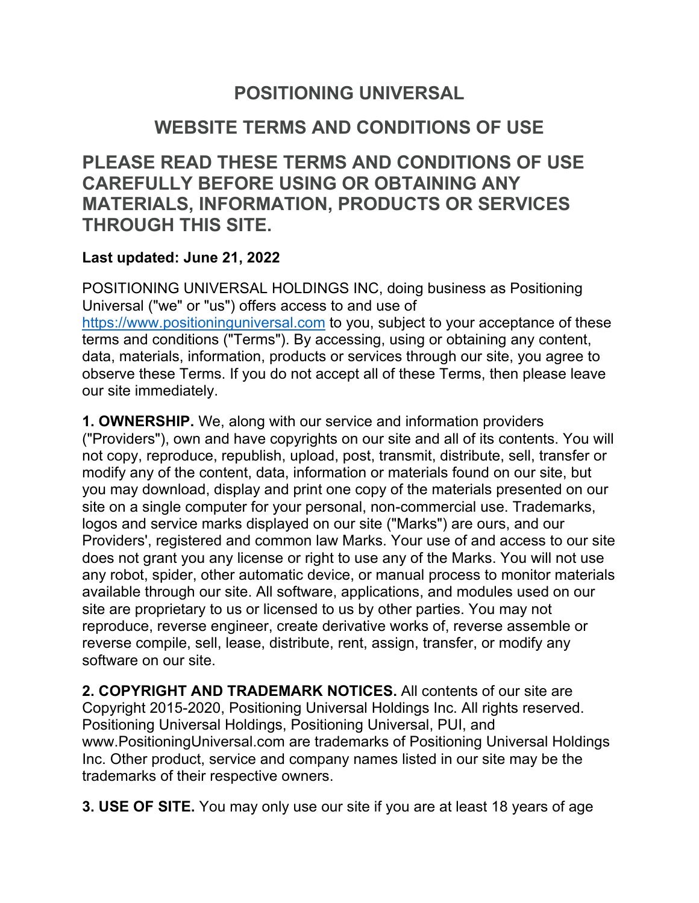# POSITIONING UNIVERSAL

## WEBSITE TERMS AND CONDITIONS OF USE

## PLEASE READ THESE TERMS AND CONDITIONS OF USE CAREFULLY BEFORE USING OR OBTAINING ANY MATERIALS, INFORMATION, PRODUCTS OR SERVICES THROUGH THIS SITE.

**Last updated: June 21, 2022**

POSITIONING UNIVERSAL HOLDINGS INC, doing business as Positioning Universal ("we" or "us") offers access to and use of [https://www.positioninguniversal.com](https://www.positioninguniversal.com) to you, subject to your acceptance of these terms and conditions ("Terms"). By accessing, using or obtaining any content, data, materials, information, products or services through our site, you agree to observe these Terms. If you do not accept all of these Terms, then please leave our site immediately.

**1. OWNERSHIP.** We, along with our service and information providers ("Providers"), own and have copyrights on our site and all of its contents. You will not copy, reproduce, republish, upload, post, transmit, distribute, sell, transfer or modify any of the content, data, information or materials found on our site, but you may download, display and print one copy of the materials presented on our site on a single computer for your personal, non-commercial use. Trademarks, logos and service marks displayed on our site ("Marks") are ours, and our Providers', registered and common law Marks. Your use of and access to our site does not grant you any license or right to use any of the Marks. You will not use any robot, spider, other automatic device, or manual process to monitor materials available through our site. All software, applications, and modules used on our site are proprietary to us or licensed to us by other parties. You may not reproduce, reverse engineer, create derivative works of, reverse assemble or reverse compile, sell, lease, distribute, rent, assign, transfer, or modify any software on our site.

**2. COPYRIGHT AND TRADEMARK NOTICES.** All contents of our site are Copyright 2015-2020, Positioning Universal Holdings Inc. All rights reserved. Positioning Universal Holdings, Positioning Universal, PUI, and www.PositioningUniversal.com are trademarks of Positioning Universal Holdings Inc. Other product, service and company names listed in our site may be the trademarks of their respective owners.

**3. USE OF SITE.** You may only use our site if you are at least 18 years of age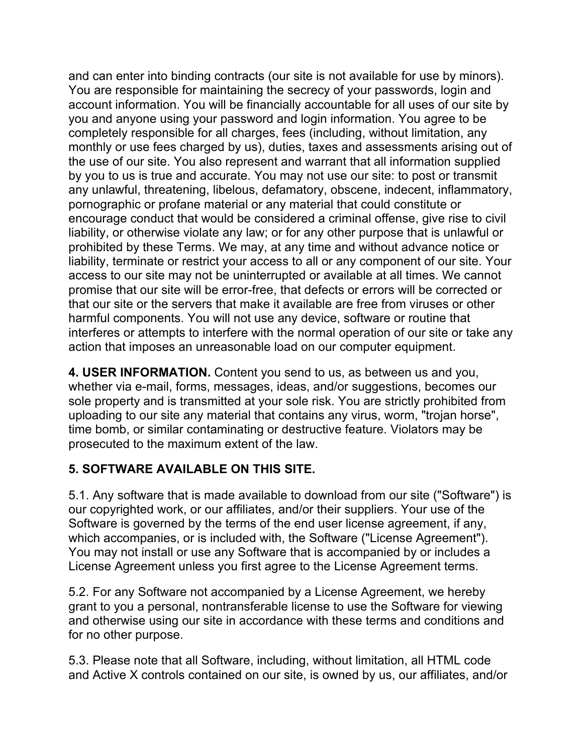and can enter into binding contracts (our site is not available for use by minors). You are responsible for maintaining the secrecy of your passwords, login and account information. You will be financially accountable for all uses of our site by you and anyone using your password and login information. You agree to be completely responsible for all charges, fees (including, without limitation, any monthly or use fees charged by us), duties, taxes and assessments arising out of the use of our site. You also represent and warrant that all information supplied by you to us is true and accurate. You may not use our site: to post or transmit any unlawful, threatening, libelous, defamatory, obscene, indecent, inflammatory, pornographic or profane material or any material that could constitute or encourage conduct that would be considered a criminal offense, give rise to civil liability, or otherwise violate any law; or for any other purpose that is unlawful or prohibited by these Terms. We may, at any time and without advance notice or liability, terminate or restrict your access to all or any component of our site. Your access to our site may not be uninterrupted or available at all times. We cannot promise that our site will be error-free, that defects or errors will be corrected or that our site or the servers that make it available are free from viruses or other harmful components. You will not use any device, software or routine that interferes or attempts to interfere with the normal operation of our site or take any action that imposes an unreasonable load on our computer equipment.

**4. USER INFORMATION.** Content you send to us, as between us and you, whether via e-mail, forms, messages, ideas, and/or suggestions, becomes our sole property and is transmitted at your sole risk. You are strictly prohibited from uploading to our site any material that contains any virus, worm, "trojan horse", time bomb, or similar contaminating or destructive feature. Violators may be prosecuted to the maximum extent of the law.

**5. SOFTWARE AVAILABLE ON THIS SITE.**

5.1. Any software that is made available to download from our site ("Software") is our copyrighted work, or our affiliates, and/or their suppliers. Your use of the Software is governed by the terms of the end user license agreement, if any, which accompanies, or is included with, the Software ("License Agreement"). You may not install or use any Software that is accompanied by or includes a License Agreement unless you first agree to the License Agreement terms.

5.2. For any Software not accompanied by a License Agreement, we hereby grant to you a personal, nontransferable license to use the Software for viewing and otherwise using our site in accordance with these terms and conditions and for no other purpose.

5.3. Please note that all Software, including, without limitation, all HTML code and Active X controls contained on our site, is owned by us, our affiliates, and/or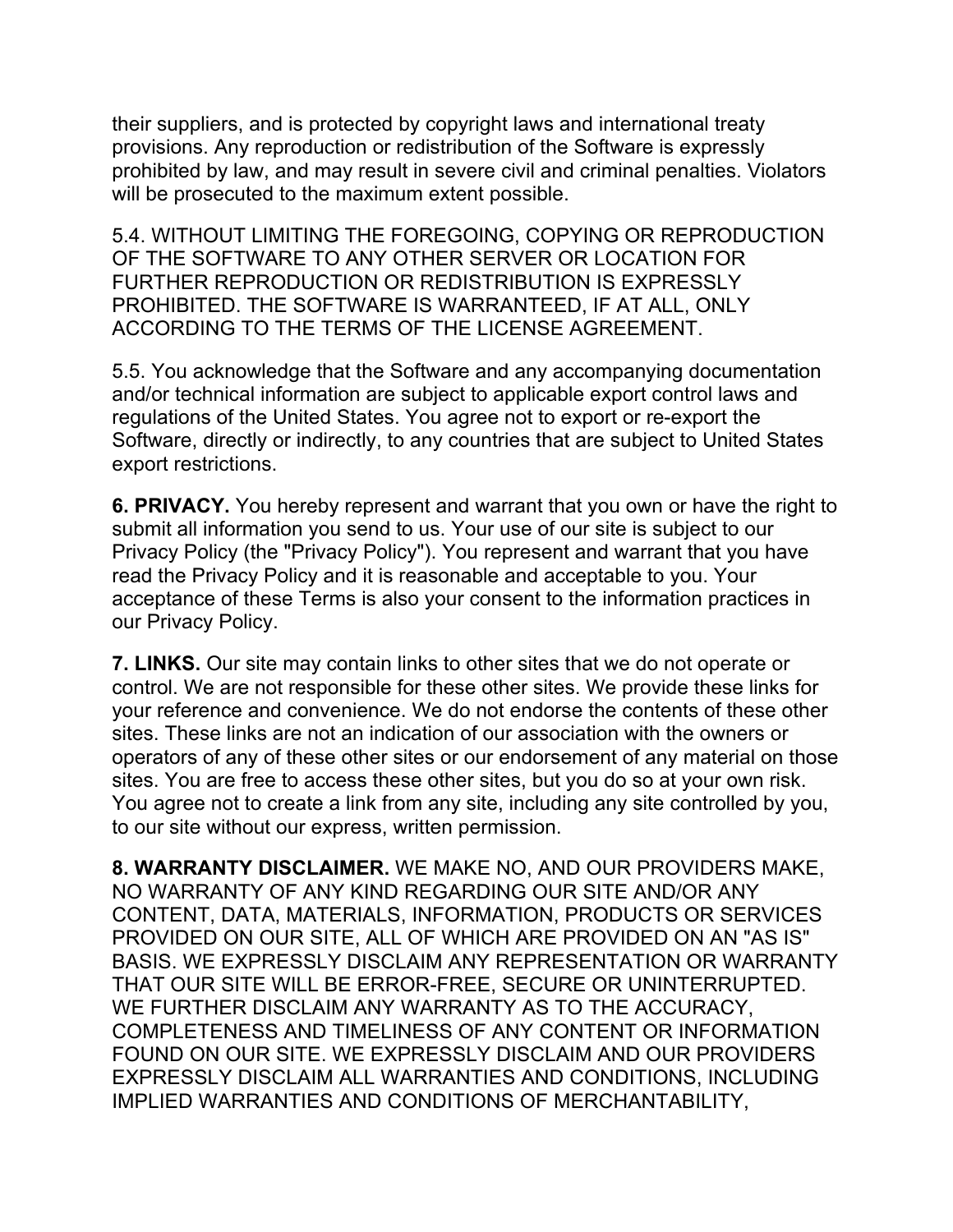their suppliers, and is protected by copyright laws and international treaty provisions. Any reproduction or redistribution of the Software is expressly prohibited by law, and may result in severe civil and criminal penalties. Violators will be prosecuted to the maximum extent possible.

5.4. WITHOUT LIMITING THE FOREGOING, COPYING OR REPRODUCTION OF THE SOFTWARE TO ANY OTHER SERVER OR LOCATION FOR FURTHER REPRODUCTION OR REDISTRIBUTION IS EXPRESSLY PROHIBITED. THE SOFTWARE IS WARRANTEED, IF AT ALL, ONLY ACCORDING TO THE TERMS OF THE LICENSE AGREEMENT.

5.5. You acknowledge that the Software and any accompanying documentation and/or technical information are subject to applicable export control laws and regulations of the United States. You agree not to export or re-export the Software, directly or indirectly, to any countries that are subject to United States export restrictions.

**6. PRIVACY.** You hereby represent and warrant that you own or have the right to submit all information you send to us. Your use of our site is subject to our Privacy Policy (the "Privacy Policy"). You represent and warrant that you have read the Privacy Policy and it is reasonable and acceptable to you. Your acceptance of these Terms is also your consent to the information practices in our Privacy Policy.

**7. LINKS.** Our site may contain links to other sites that we do not operate or control. We are not responsible for these other sites. We provide these links for your reference and convenience. We do not endorse the contents of these other sites. These links are not an indication of our association with the owners or operators of any of these other sites or our endorsement of any material on those sites. You are free to access these other sites, but you do so at your own risk. You agree not to create a link from any site, including any site controlled by you, to our site without our express, written permission.

**8. WARRANTY DISCLAIMER.** WE MAKE NO, AND OUR PROVIDERS MAKE, NO WARRANTY OF ANY KIND REGARDING OUR SITE AND/OR ANY CONTENT, DATA, MATERIALS, INFORMATION, PRODUCTS OR SERVICES PROVIDED ON OUR SITE, ALL OF WHICH ARE PROVIDED ON AN "AS IS" BASIS. WE EXPRESSLY DISCLAIM ANY REPRESENTATION OR WARRANTY THAT OUR SITE WILL BE ERROR-FREE, SECURE OR UNINTERRUPTED. WE FURTHER DISCLAIM ANY WARRANTY AS TO THE ACCURACY, COMPLETENESS AND TIMELINESS OF ANY CONTENT OR INFORMATION FOUND ON OUR SITE. WE EXPRESSLY DISCLAIM AND OUR PROVIDERS EXPRESSLY DISCLAIM ALL WARRANTIES AND CONDITIONS, INCLUDING IMPLIED WARRANTIES AND CONDITIONS OF MERCHANTABILITY,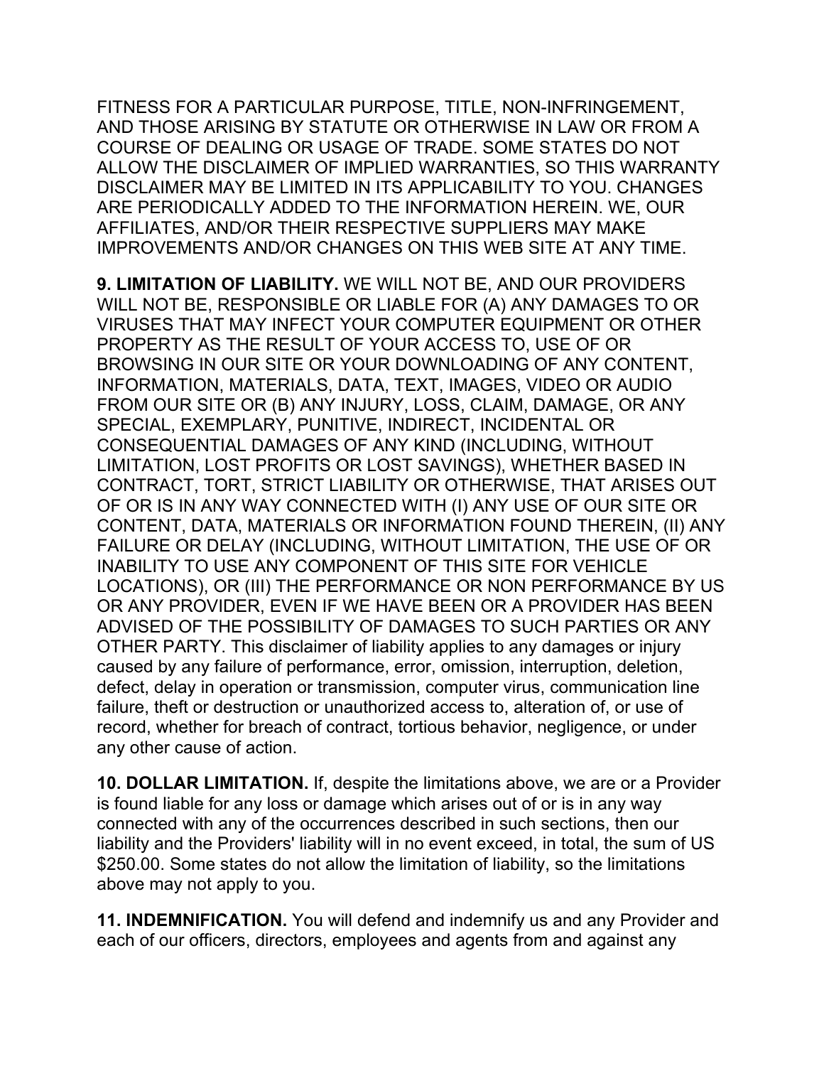FITNESS FOR A PARTICULAR PURPOSE, TITLE, NON-INFRINGEMENT, AND THOSE ARISING BY STATUTE OR OTHERWISE IN LAW OR FROM A COURSE OF DEALING OR USAGE OF TRADE. SOME STATES DO NOT ALLOW THE DISCLAIMER OF IMPLIED WARRANTIES, SO THIS WARRANTY DISCLAIMER MAY BE LIMITED IN ITS APPLICABILITY TO YOU. CHANGES ARE PERIODICALLY ADDED TO THE INFORMATION HEREIN. WE, OUR AFFILIATES, AND/OR THEIR RESPECTIVE SUPPLIERS MAY MAKE IMPROVEMENTS AND/OR CHANGES ON THIS WEB SITE AT ANY TIME.

**9. LIMITATION OF LIABILITY.** WE WILL NOT BE, AND OUR PROVIDERS WILL NOT BE, RESPONSIBLE OR LIABLE FOR (A) ANY DAMAGES TO OR VIRUSES THAT MAY INFECT YOUR COMPUTER EQUIPMENT OR OTHER PROPERTY AS THE RESULT OF YOUR ACCESS TO, USE OF OR BROWSING IN OUR SITE OR YOUR DOWNLOADING OF ANY CONTENT, INFORMATION, MATERIALS, DATA, TEXT, IMAGES, VIDEO OR AUDIO FROM OUR SITE OR (B) ANY INJURY, LOSS, CLAIM, DAMAGE, OR ANY SPECIAL, EXEMPLARY, PUNITIVE, INDIRECT, INCIDENTAL OR CONSEQUENTIAL DAMAGES OF ANY KIND (INCLUDING, WITHOUT LIMITATION, LOST PROFITS OR LOST SAVINGS), WHETHER BASED IN CONTRACT, TORT, STRICT LIABILITY OR OTHERWISE, THAT ARISES OUT OF OR IS IN ANY WAY CONNECTED WITH (I) ANY USE OF OUR SITE OR CONTENT, DATA, MATERIALS OR INFORMATION FOUND THEREIN, (II) ANY FAILURE OR DELAY (INCLUDING, WITHOUT LIMITATION, THE USE OF OR INABILITY TO USE ANY COMPONENT OF THIS SITE FOR VEHICLE LOCATIONS), OR (III) THE PERFORMANCE OR NON PERFORMANCE BY US OR ANY PROVIDER, EVEN IF WE HAVE BEEN OR A PROVIDER HAS BEEN ADVISED OF THE POSSIBILITY OF DAMAGES TO SUCH PARTIES OR ANY OTHER PARTY. This disclaimer of liability applies to any damages or injury caused by any failure of performance, error, omission, interruption, deletion, defect, delay in operation or transmission, computer virus, communication line failure, theft or destruction or unauthorized access to, alteration of, or use of record, whether for breach of contract, tortious behavior, negligence, or under any other cause of action.

**10. DOLLAR LIMITATION.** If, despite the limitations above, we are or a Provider is found liable for any loss or damage which arises out of or is in any way connected with any of the occurrences described in such sections, then our liability and the Providers' liability will in no event exceed, in total, the sum of US $250.00. Some states do not allow the limitation of liability, so the limitations above may not apply to you.

**11. INDEMNIFICATION.** You will defend and indemnify us and any Provider and each of our officers, directors, employees and agents from and against any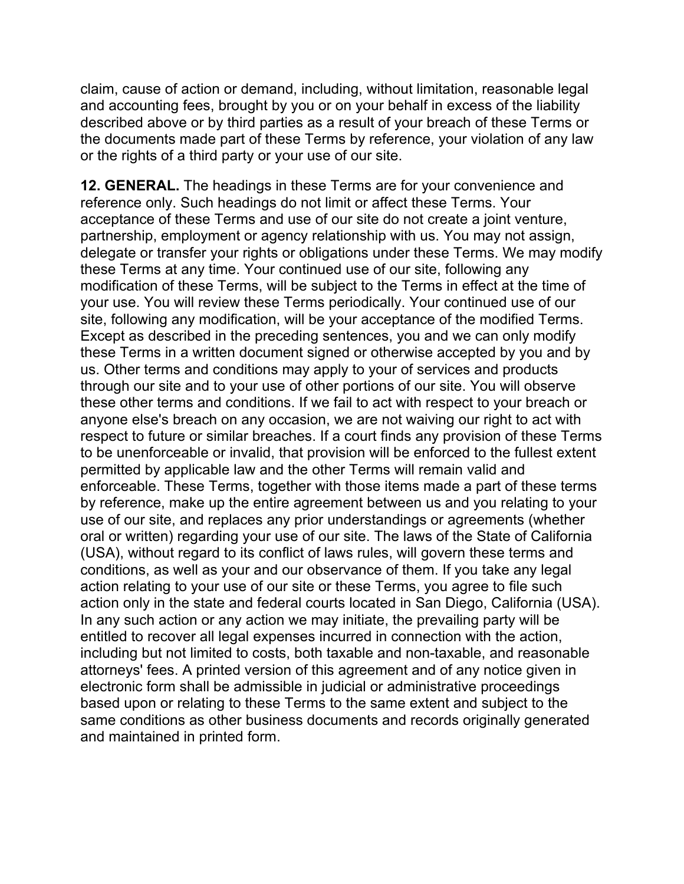claim, cause of action or demand, including, without limitation, reasonable legal and accounting fees, brought by you or on your behalf in excess of the liability described above or by third parties as a result of your breach of these Terms or the documents made part of these Terms by reference, your violation of any law or the rights of a third party or your use of our site.

**12. GENERAL.** The headings in these Terms are for your convenience and reference only. Such headings do not limit or affect these Terms. Your acceptance of these Terms and use of our site do not create a joint venture, partnership, employment or agency relationship with us. You may not assign, delegate or transfer your rights or obligations under these Terms. We may modify these Terms at any time. Your continued use of our site, following any modification of these Terms, will be subject to the Terms in effect at the time of your use. You will review these Terms periodically. Your continued use of our site, following any modification, will be your acceptance of the modified Terms. Except as described in the preceding sentences, you and we can only modify these Terms in a written document signed or otherwise accepted by you and by us. Other terms and conditions may apply to your of services and products through our site and to your use of other portions of our site. You will observe these other terms and conditions. If we fail to act with respect to your breach or anyone else's breach on any occasion, we are not waiving our right to act with respect to future or similar breaches. If a court finds any provision of these Terms to be unenforceable or invalid, that provision will be enforced to the fullest extent permitted by applicable law and the other Terms will remain valid and enforceable. These Terms, together with those items made a part of these terms by reference, make up the entire agreement between us and you relating to your use of our site, and replaces any prior understandings or agreements (whether oral or written) regarding your use of our site. The laws of the State of California (USA), without regard to its conflict of laws rules, will govern these terms and conditions, as well as your and our observance of them. If you take any legal action relating to your use of our site or these Terms, you agree to file such action only in the state and federal courts located in San Diego, California (USA). In any such action or any action we may initiate, the prevailing party will be entitled to recover all legal expenses incurred in connection with the action, including but not limited to costs, both taxable and non-taxable, and reasonable attorneys' fees. A printed version of this agreement and of any notice given in electronic form shall be admissible in judicial or administrative proceedings based upon or relating to these Terms to the same extent and subject to the same conditions as other business documents and records originally generated and maintained in printed form.